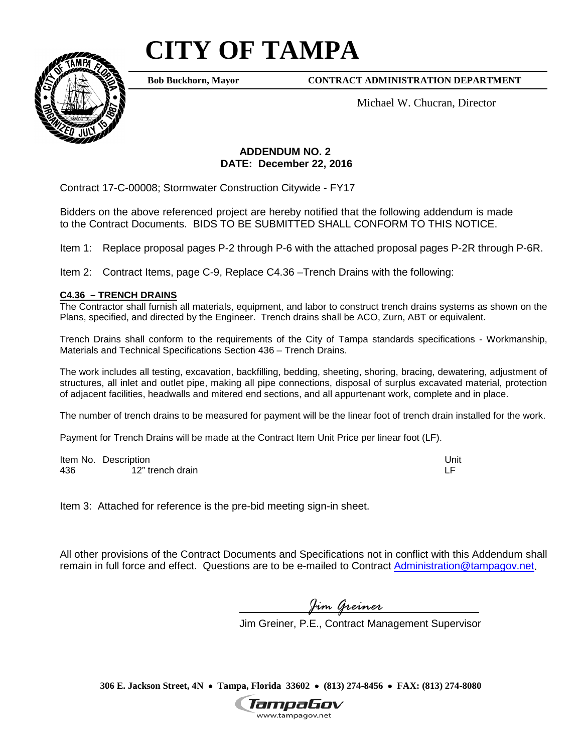# CITY OF TAMPA

**Bob Buckhorn, Mayor** **CONTRACT ADMINISTRATION DEPARTMENT**

Michael W. Chucran, Director

**ADDENDUM NO. 2**
**DATE: December 22, 2016**

Contract 17-C-00008; Stormwater Construction Citywide - FY17

Bidders on the above referenced project are hereby notified that the following addendum is made to the Contract Documents. BIDS TO BE SUBMITTED SHALL CONFORM TO THIS NOTICE.

Item 1: Replace proposal pages P-2 through P-6 with the attached proposal pages P-2R through P-6R.

Item 2: Contract Items, page C-9, Replace C4.36 –Trench Drains with the following:

**C4.36 – TRENCH DRAINS**

The Contractor shall furnish all materials, equipment, and labor to construct trench drains systems as shown on the Plans, specified, and directed by the Engineer. Trench drains shall be ACO, Zurn, ABT or equivalent.

Trench Drains shall conform to the requirements of the City of Tampa standards specifications - Workmanship, Materials and Technical Specifications Section 436 – Trench Drains.

The work includes all testing, excavation, backfilling, bedding, sheeting, shoring, bracing, dewatering, adjustment of structures, all inlet and outlet pipe, making all pipe connections, disposal of surplus excavated material, protection of adjacent facilities, headwalls and mitered end sections, and all appurtenant work, complete and in place.

The number of trench drains to be measured for payment will be the linear foot of trench drain installed for the work.

Payment for Trench Drains will be made at the Contract Item Unit Price per linear foot (LF).

| Item No. | Description | Unit |
|---|---|---|
| 436 | 12" trench drain | LF |

Item 3: Attached for reference is the pre-bid meeting sign-in sheet.

All other provisions of the Contract Documents and Specifications not in conflict with this Addendum shall remain in full force and effect. Questions are to be e-mailed to Contract Administration@tampagov.net.

*Jim Greiner*

Jim Greiner, P.E., Contract Management Supervisor

**306 E. Jackson Street, 4N • Tampa, Florida 33602 • (813) 274-8456 • FAX: (813) 274-8080**

TampaGov
www.tampagov.net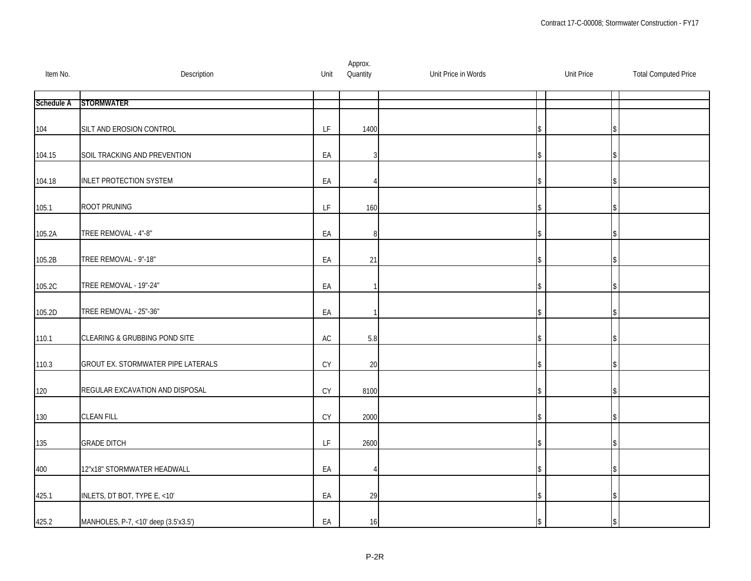| Item No. | Description | Unit | Approx. Quantity | Unit Price in Words | Unit Price | Total Computed Price |
|---|---|---|---|---|---|---|
| Schedule A | **STORMWATER** | | | | | |
| 104 | SILT AND EROSION CONTROL | LF | 1400 | | $ | $ |
| 104.15 | SOIL TRACKING AND PREVENTION | EA | 3 | | $ | $ |
| 104.18 | INLET PROTECTION SYSTEM | EA | 4 | | $ | $ |
| 105.1 | ROOT PRUNING | LF | 160 | | $ | $ |
| 105.2A | TREE REMOVAL - 4"-8" | EA | 8 | | $ | $ |
| 105.2B | TREE REMOVAL - 9"-18" | EA | 21 | | $ | $ |
| 105.2C | TREE REMOVAL - 19"-24" | EA | 1 | | $ | $ |
| 105.2D | TREE REMOVAL - 25"-36" | EA | 1 | | $ | $ |
| 110.1 | CLEARING & GRUBBING POND SITE | AC | 5.8 | | $ | $ |
| 110.3 | GROUT EX. STORMWATER PIPE LATERALS | CY | 20 | | $ | $ |
| 120 | REGULAR EXCAVATION AND DISPOSAL | CY | 8100 | | $ | $ |
| 130 | CLEAN FILL | CY | 2000 | | $ | $ |
| 135 | GRADE DITCH | LF | 2600 | | $ | $ |
| 400 | 12"x18" STORMWATER HEADWALL | EA | 4 | | $ | $ |
| 425.1 | INLETS, DT BOT, TYPE E, <10' | EA | 29 | | $ | $ |
| 425.2 | MANHOLES, P-7, <10' deep (3.5'x3.5') | EA | 16 | | $ | $ |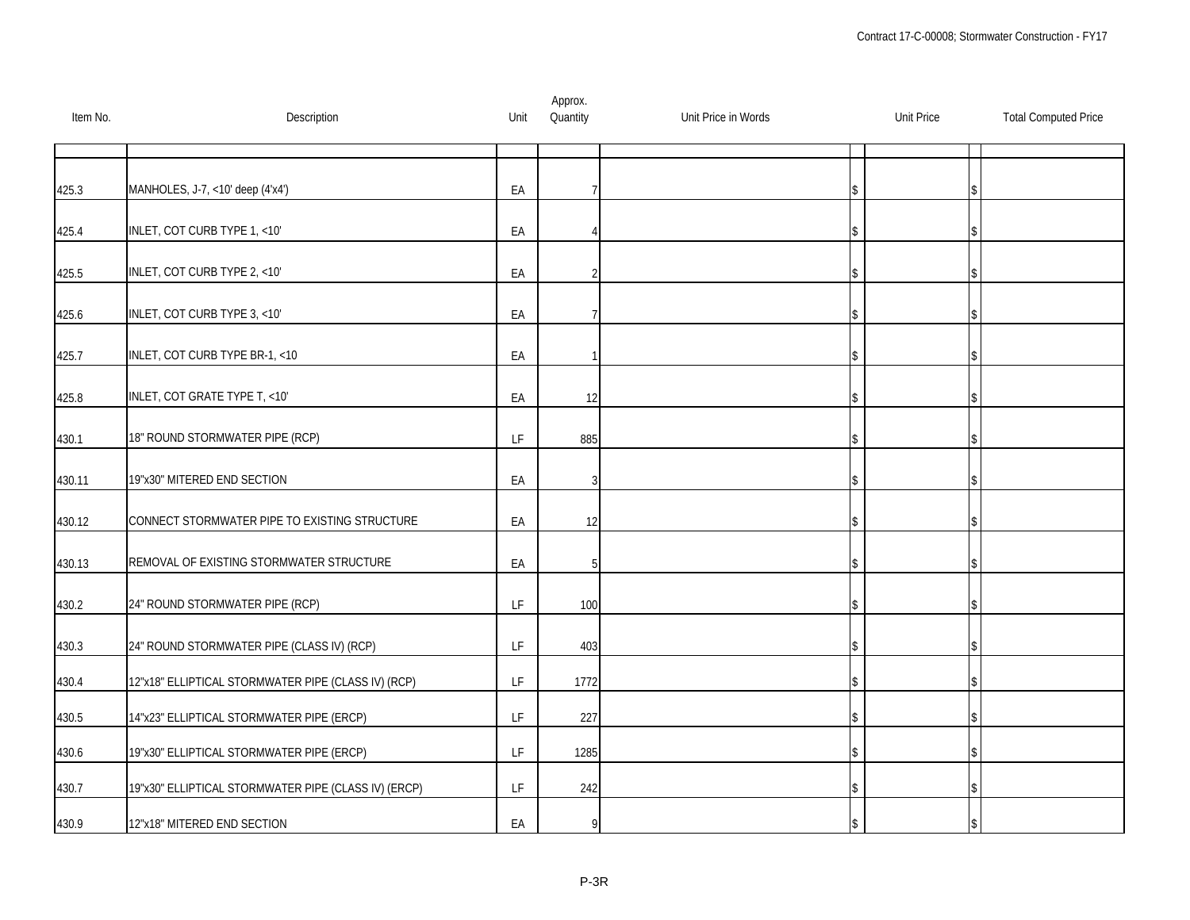| Item No. | Description | Unit | Approx. Quantity | Unit Price in Words | Unit Price | Total Computed Price |
|---|---|---|---|---|---|---|
| | | | | | | |
| 425.3 | MANHOLES, J-7, <10' deep (4'x4') | EA | 7 | | $ | $ |
| 425.4 | INLET, COT CURB TYPE 1, <10' | EA | 4 | | $ | $ |
| 425.5 | INLET, COT CURB TYPE 2, <10' | EA | 2 | | $ | $ |
| 425.6 | INLET, COT CURB TYPE 3, <10' | EA | 7 | | $ | $ |
| 425.7 | INLET, COT CURB TYPE BR-1, <10 | EA | 1 | | $ | $ |
| 425.8 | INLET, COT GRATE TYPE T, <10' | EA | 12 | | $ | $ |
| 430.1 | 18" ROUND STORMWATER PIPE (RCP) | LF | 885 | | $ | $ |
| 430.11 | 19"x30" MITERED END SECTION | EA | 3 | | $ | $ |
| 430.12 | CONNECT STORMWATER PIPE TO EXISTING STRUCTURE | EA | 12 | | $ | $ |
| 430.13 | REMOVAL OF EXISTING STORMWATER STRUCTURE | EA | 5 | | $ | $ |
| 430.2 | 24" ROUND STORMWATER PIPE (RCP) | LF | 100 | | $ | $ |
| 430.3 | 24" ROUND STORMWATER PIPE (CLASS IV) (RCP) | LF | 403 | | $ | $ |
| 430.4 | 12"x18" ELLIPTICAL STORMWATER PIPE (CLASS IV) (RCP) | LF | 1772 | | $ | $ |
| 430.5 | 14"x23" ELLIPTICAL STORMWATER PIPE (ERCP) | LF | 227 | | $ | $ |
| 430.6 | 19"x30" ELLIPTICAL STORMWATER PIPE (ERCP) | LF | 1285 | | $ | $ |
| 430.7 | 19"x30" ELLIPTICAL STORMWATER PIPE (CLASS IV) (ERCP) | LF | 242 | | $ | $ |
| 430.9 | 12"x18" MITERED END SECTION | EA | 9 | | $ | $ |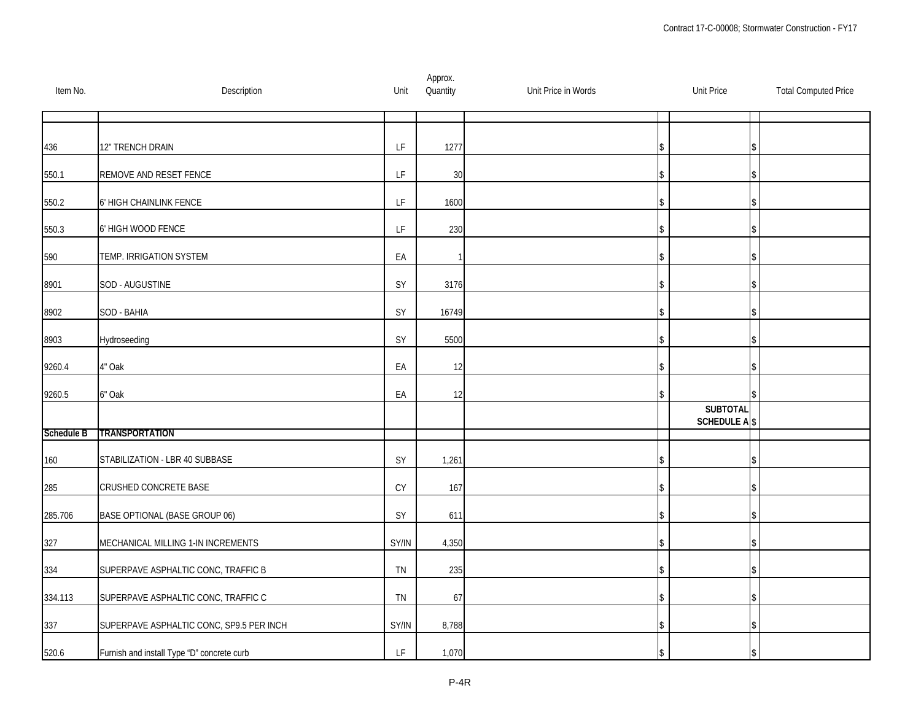| Item No. | Description | Unit | Approx. Quantity | Unit Price in Words | Unit Price | Total Computed Price |
|---|---|---|---|---|---|---|
| | | | | | | |
| 436 | 12" TRENCH DRAIN | LF | 1277 | | $ | $ |
| 550.1 | REMOVE AND RESET FENCE | LF | 30 | | $ | $ |
| 550.2 | 6' HIGH CHAINLINK FENCE | LF | 1600 | | $ | $ |
| 550.3 | 6' HIGH WOOD FENCE | LF | 230 | | $ | $ |
| 590 | TEMP. IRRIGATION SYSTEM | EA | 1 | | $ | $ |
| 8901 | SOD - AUGUSTINE | SY | 3176 | | $ | $ |
| 8902 | SOD - BAHIA | SY | 16749 | | $ | $ |
| 8903 | Hydroseeding | SY | 5500 | | $ | $ |
| 9260.4 | 4" Oak | EA | 12 | | $ | $ |
| 9260.5 | 6" Oak | EA | 12 | | $ | $ |
| | | | | | **SUBTOTAL SCHEDULE A** | $ |
| **Schedule B** | **TRANSPORTATION** | | | | | |
| 160 | STABILIZATION - LBR 40 SUBBASE | SY | 1,261 | | $ | $ |
| 285 | CRUSHED CONCRETE BASE | CY | 167 | | $ | $ |
| 285.706 | BASE OPTIONAL (BASE GROUP 06) | SY | 611 | | $ | $ |
| 327 | MECHANICAL MILLING 1-IN INCREMENTS | SY/IN | 4,350 | | $ | $ |
| 334 | SUPERPAVE ASPHALTIC CONC, TRAFFIC B | TN | 235 | | $ | $ |
| 334.113 | SUPERPAVE ASPHALTIC CONC, TRAFFIC C | TN | 67 | | $ | $ |
| 337 | SUPERPAVE ASPHALTIC CONC, SP9.5 PER INCH | SY/IN | 8,788 | | $ | $ |
| 520.6 | Furnish and install Type "D" concrete curb | LF | 1,070 | | $ | $ |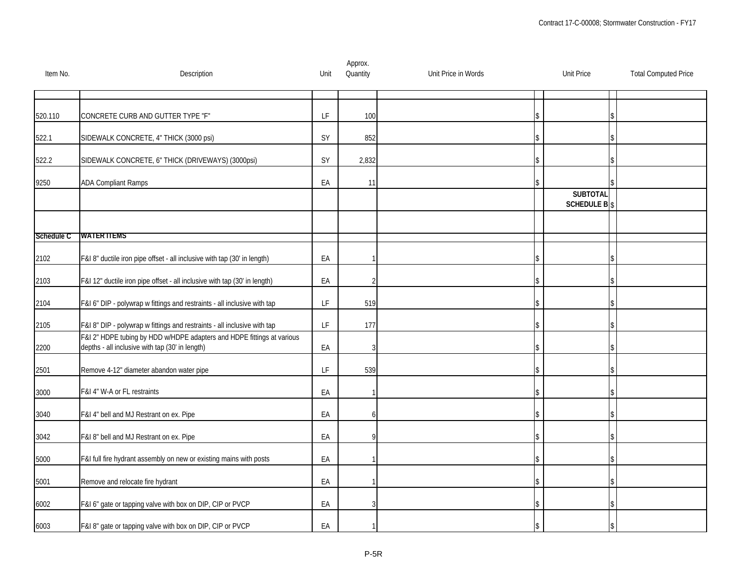| Item No. | Description | Unit | Approx. Quantity | Unit Price in Words | Unit Price | Total Computed Price |
|---|---|---|---|---|---|---|
| | | | | | | |
| 520.110 | CONCRETE CURB AND GUTTER TYPE "F" | LF | 100 | | $ | $ |
| 522.1 | SIDEWALK CONCRETE, 4" THICK (3000 psi) | SY | 852 | | $ | $ |
| 522.2 | SIDEWALK CONCRETE, 6" THICK (DRIVEWAYS) (3000psi) | SY | 2,832 | | $ | $ |
| 9250 | ADA Compliant Ramps | EA | 11 | | $ | $ |
| | | | | | **SUBTOTAL SCHEDULE B** | $ |
| | | | | | | |
| **Schedule C** | **WATER ITEMS** | | | | | |
| 2102 | F&I 8" ductile iron pipe offset - all inclusive with tap (30' in length) | EA | 1 | | $ | $ |
| 2103 | F&I 12" ductile iron pipe offset - all inclusive with tap (30' in length) | EA | 2 | | $ | $ |
| 2104 | F&I 6" DIP - polywrap w fittings and restraints - all inclusive with tap | LF | 519 | | $ | $ |
| 2105 | F&I 8" DIP - polywrap w fittings and restraints - all inclusive with tap | LF | 177 | | $ | $ |
| 2200 | F&I 2" HDPE tubing by HDD w/HDPE adapters and HDPE fittings at various depths - all inclusive with tap (30' in length) | EA | 3 | | $ | $ |
| 2501 | Remove 4-12" diameter abandon water pipe | LF | 539 | | $ | $ |
| 3000 | F&I 4" W-A or FL restraints | EA | 1 | | $ | $ |
| 3040 | F&I 4" bell and MJ Restrant on ex. Pipe | EA | 6 | | $ | $ |
| 3042 | F&I 8" bell and MJ Restrant on ex. Pipe | EA | 9 | | $ | $ |
| 5000 | F&I full fire hydrant assembly on new or existing mains with posts | EA | 1 | | $ | $ |
| 5001 | Remove and relocate fire hydrant | EA | 1 | | $ | $ |
| 6002 | F&I 6" gate or tapping valve with box on DIP, CIP or PVCP | EA | 3 | | $ | $ |
| 6003 | F&I 8" gate or tapping valve with box on DIP, CIP or PVCP | EA | 1 | | $ | $ |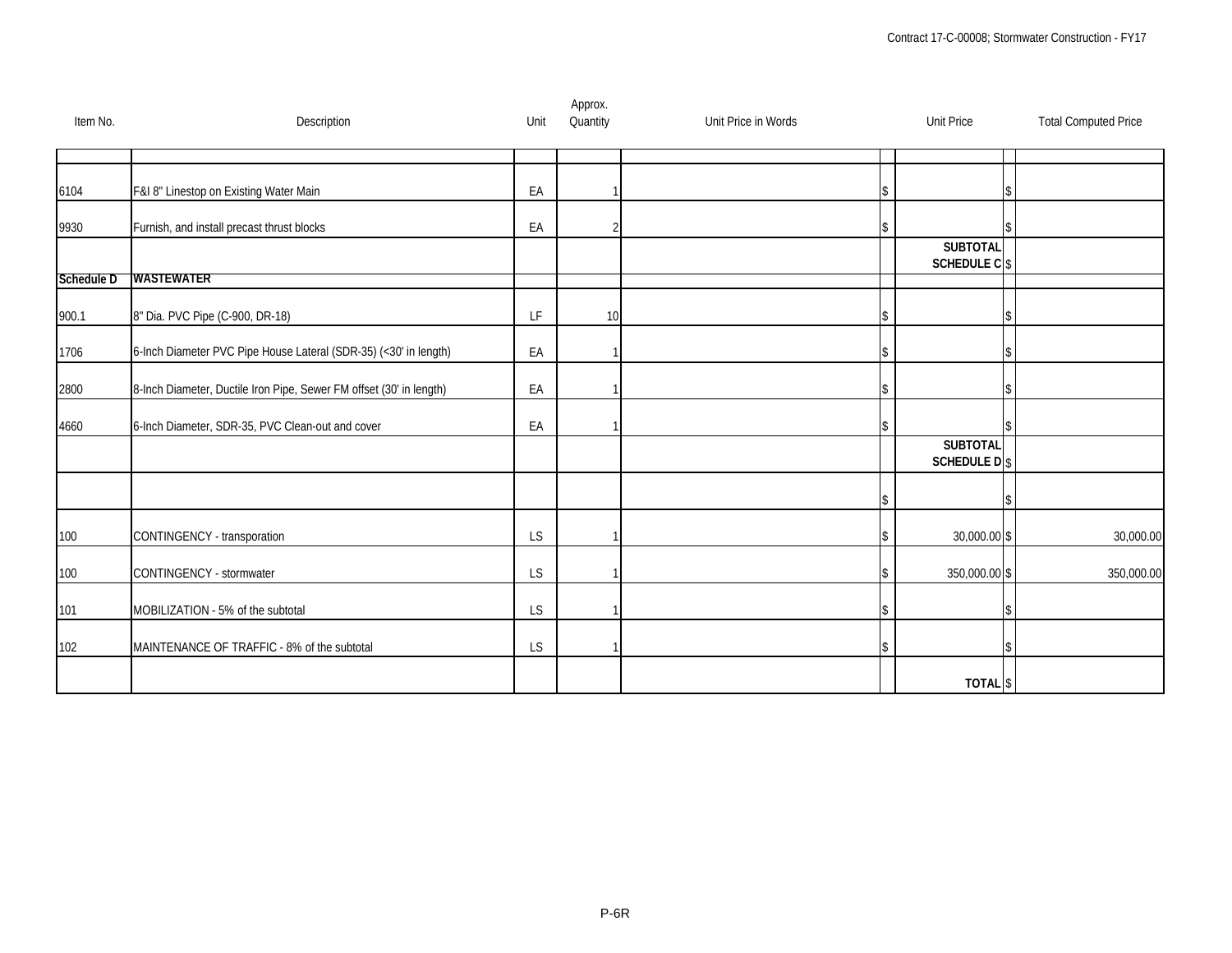| Item No. | Description | Unit | Approx. Quantity | Unit Price in Words | Unit Price | Total Computed Price |
|---|---|---|---|---|---|---|
| | | | | | | |
| 6104 | F&I 8" Linestop on Existing Water Main | EA | 1 | | $ | $ |
| 9930 | Furnish, and install precast thrust blocks | EA | 2 | | $ | $ |
| | | | | | **SUBTOTAL SCHEDULE C** | $ |
| **Schedule D** | **WASTEWATER** | | | | | |
| 900.1 | 8" Dia. PVC Pipe (C-900, DR-18) | LF | 10 | | $ | $ |
| 1706 | 6-Inch Diameter PVC Pipe House Lateral (SDR-35) (<30' in length) | EA | 1 | | $ | $ |
| 2800 | 8-Inch Diameter, Ductile Iron Pipe, Sewer FM offset (30' in length) | EA | 1 | | $ | $ |
| 4660 | 6-Inch Diameter, SDR-35, PVC Clean-out and cover | EA | 1 | | $ | $ |
| | | | | | **SUBTOTAL SCHEDULE D** | $ |
| | | | | | $ | $ |
| 100 | CONTINGENCY - transporation | LS | 1 | | $ 30,000.00 | $ 30,000.00 |
| 100 | CONTINGENCY - stormwater | LS | 1 | | $ 350,000.00 | $ 350,000.00 |
| 101 | MOBILIZATION - 5% of the subtotal | LS | 1 | | $ | $ |
| 102 | MAINTENANCE OF TRAFFIC - 8% of the subtotal | LS | 1 | | $ | $ |
| | | | | | **TOTAL** | $ |

P-6R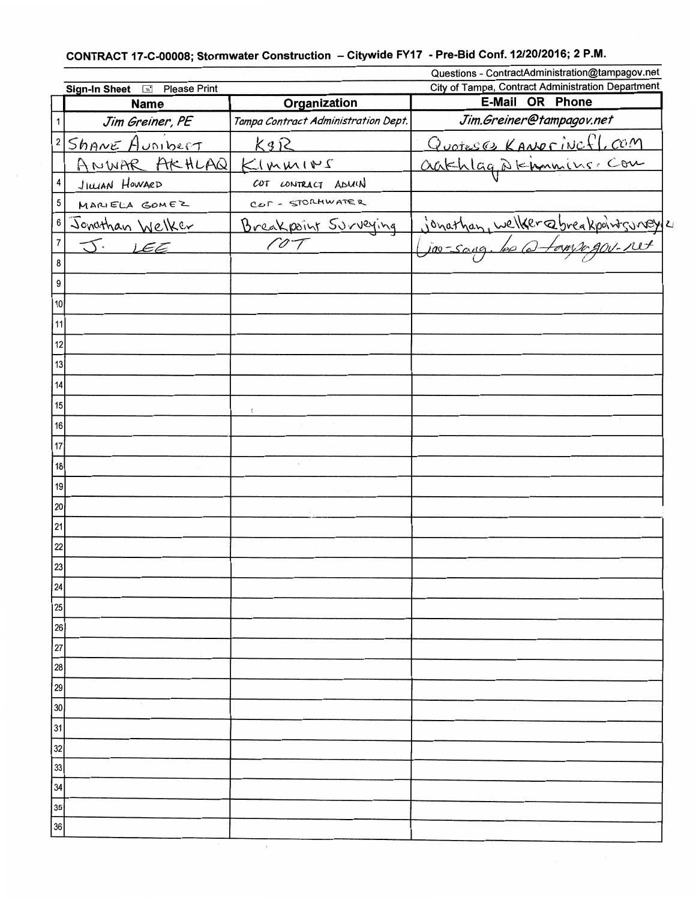# CONTRACT 17-C-00008; Stormwater Construction – Citywide FY17 - Pre-Bid Conf. 12/20/2016; 2 P.M.

Questions - ContractAdministration@tampagov.net

**Sign-In Sheet** Please Print

City of Tampa, Contract Administration Department

| | Name | Organization | E-Mail OR Phone |
|---|---|---|---|
| 1 | Jim Greiner, PE | Tampa Contract Administration Dept. | Jim.Greiner@tampagov.net |
| 2 | SHANE AUNIBERT | K&R | Quotes@KANOFINCFL.COM |
| | ANWAR AKHLAQ | KIMMINS | aakhlaq@kimmins.com |
| 4 | JILLIAN HOWARD | COT CONTRACT ADMIN | |
| 5 | MARIELA GOMEZ | COT - STORMWATER | |
| 6 | Jonathan Welker | Breakpoint Surveying | jonathan.welker@breakpointsurvey.u |
| 7 | J. LEE | COT | jae-sang.lee@tampagov.net |
| 8 | | | |
| 9 | | | |
| 10 | | | |
| 11 | | | |
| 12 | | | |
| 13 | | | |
| 14 | | | |
| 15 | | | |
| 16 | | | |
| 17 | | | |
| 18 | | | |
| 19 | | | |
| 20 | | | |
| 21 | | | |
| 22 | | | |
| 23 | | | |
| 24 | | | |
| 25 | | | |
| 26 | | | |
| 27 | | | |
| 28 | | | |
| 29 | | | |
| 30 | | | |
| 31 | | | |
| 32 | | | |
| 33 | | | |
| 34 | | | |
| 35 | | | |
| 36 | | | |